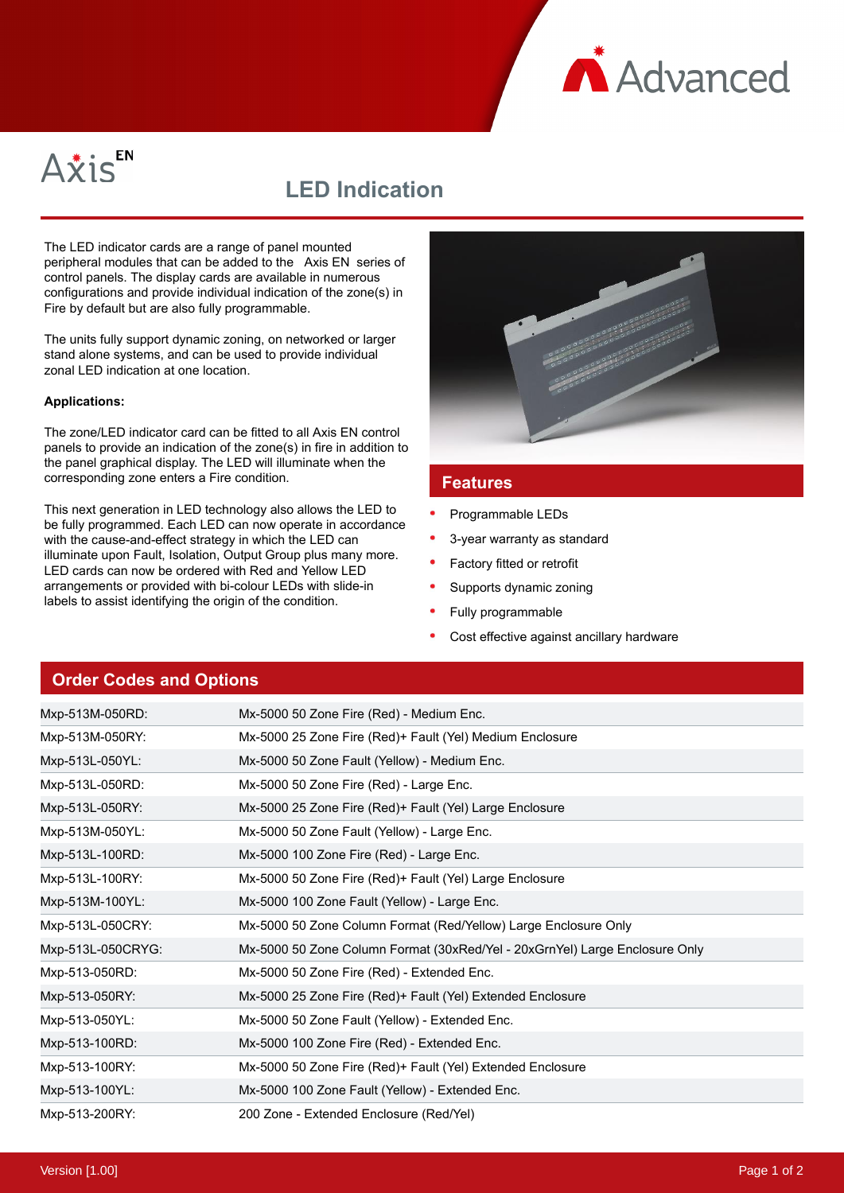Axis EN

# LED Indication

The LED indicator cards are a range of panel mounted peripheral modules that can be added to the Axis EN series of control panels. The display cards are available in numerous configurations and provide individual indication of the zone(s) in Fire by default but are also fully programmable.

The units fully support dynamic zoning, on networked or larger stand alone systems, and can be used to provide individual zonal LED indication at one location.

**Applications:**

The zone/LED indicator card can be fitted to all Axis EN control panels to provide an indication of the zone(s) in fire in addition to the panel graphical display. The LED will illuminate when the corresponding zone enters a Fire condition.

This next generation in LED technology also allows the LED to be fully programmed. Each LED can now operate in accordance with the cause-and-effect strategy in which the LED can illuminate upon Fault, Isolation, Output Group plus many more. LED cards can now be ordered with Red and Yellow LED arrangements or provided with bi-colour LEDs with slide-in labels to assist identifying the origin of the condition.

## Features

- Programmable LEDs
- 3-year warranty as standard
- Factory fitted or retrofit
- Supports dynamic zoning
- Fully programmable
- Cost effective against ancillary hardware

## Order Codes and Options

| | |
|---|---|
| Mxp-513M-050RD: | Mx-5000 50 Zone Fire (Red) - Medium Enc. |
| Mxp-513M-050RY: | Mx-5000 25 Zone Fire (Red)+ Fault (Yel) Medium Enclosure |
| Mxp-513L-050YL: | Mx-5000 50 Zone Fault (Yellow) - Medium Enc. |
| Mxp-513L-050RD: | Mx-5000 50 Zone Fire (Red) - Large Enc. |
| Mxp-513L-050RY: | Mx-5000 25 Zone Fire (Red)+ Fault (Yel) Large Enclosure |
| Mxp-513M-050YL: | Mx-5000 50 Zone Fault (Yellow) - Large Enc. |
| Mxp-513L-100RD: | Mx-5000 100 Zone Fire (Red) - Large Enc. |
| Mxp-513L-100RY: | Mx-5000 50 Zone Fire (Red)+ Fault (Yel) Large Enclosure |
| Mxp-513M-100YL: | Mx-5000 100 Zone Fault (Yellow) - Large Enc. |
| Mxp-513L-050CRY: | Mx-5000 50 Zone Column Format (Red/Yellow) Large Enclosure Only |
| Mxp-513L-050CRYG: | Mx-5000 50 Zone Column Format (30xRed/Yel - 20xGrnYel) Large Enclosure Only |
| Mxp-513-050RD: | Mx-5000 50 Zone Fire (Red) - Extended Enc. |
| Mxp-513-050RY: | Mx-5000 25 Zone Fire (Red)+ Fault (Yel) Extended Enclosure |
| Mxp-513-050YL: | Mx-5000 50 Zone Fault (Yellow) - Extended Enc. |
| Mxp-513-100RD: | Mx-5000 100 Zone Fire (Red) - Extended Enc. |
| Mxp-513-100RY: | Mx-5000 50 Zone Fire (Red)+ Fault (Yel) Extended Enclosure |
| Mxp-513-100YL: | Mx-5000 100 Zone Fault (Yellow) - Extended Enc. |
| Mxp-513-200RY: | 200 Zone - Extended Enclosure (Red/Yel) |

Version [1.00]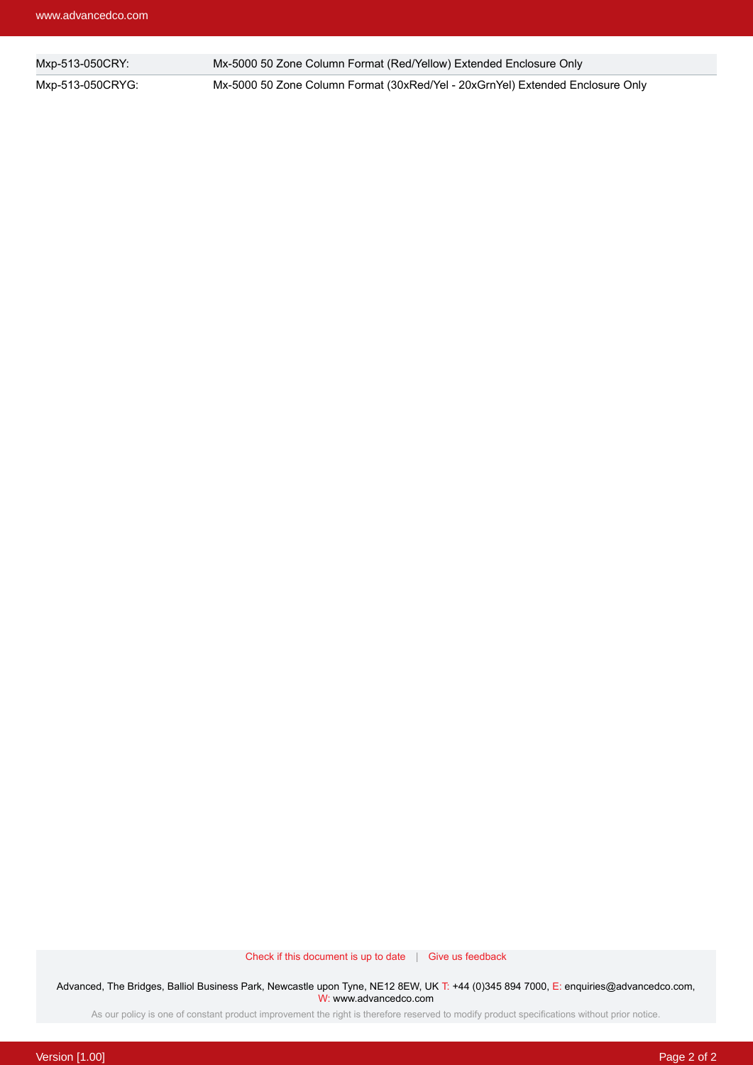| | |
|---|---|
| Mxp-513-050CRY: | Mx-5000 50 Zone Column Format (Red/Yellow) Extended Enclosure Only |
| Mxp-513-050CRYG: | Mx-5000 50 Zone Column Format (30xRed/Yel - 20xGrnYel) Extended Enclosure Only |

Check if this document is up to date | Give us feedback

Advanced, The Bridges, Balliol Business Park, Newcastle upon Tyne, NE12 8EW, UK T: +44 (0)345 894 7000, E: enquiries@advancedco.com, W: www.advancedco.com

As our policy is one of constant product improvement the right is therefore reserved to modify product specifications without prior notice.

Version [1.00]